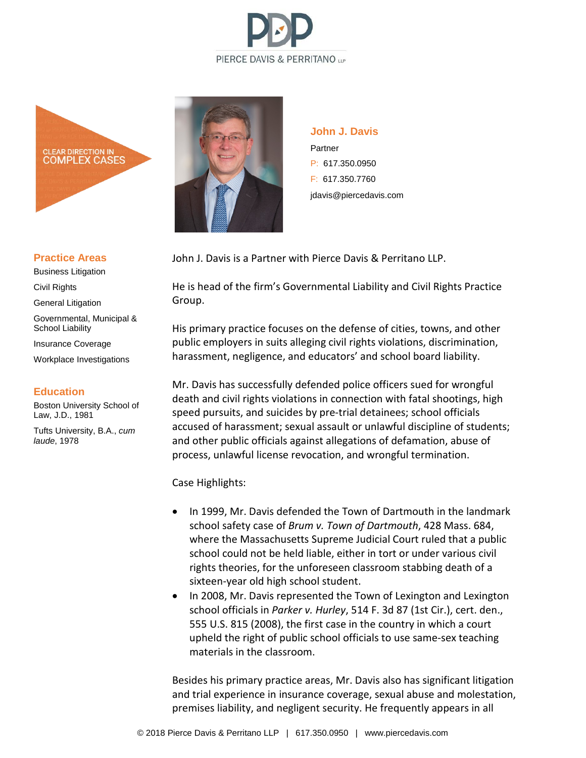PIERCE DAVIS & PERRITANO LLP

CLEAR DIRECTION IN COMPLEX CASES

## John J. Davis

Partner

P: 617.350.0950

F: 617.350.7760

jdavis@piercedavis.com

### Practice Areas

- Business Litigation
- Civil Rights
- General Litigation
- Governmental, Municipal & School Liability
- Insurance Coverage
- Workplace Investigations

### Education

Boston University School of Law, J.D., 1981

Tufts University, B.A., *cum laude*, 1978

John J. Davis is a Partner with Pierce Davis & Perritano LLP.

He is head of the firm's Governmental Liability and Civil Rights Practice Group.

His primary practice focuses on the defense of cities, towns, and other public employers in suits alleging civil rights violations, discrimination, harassment, negligence, and educators' and school board liability.

Mr. Davis has successfully defended police officers sued for wrongful death and civil rights violations in connection with fatal shootings, high speed pursuits, and suicides by pre-trial detainees; school officials accused of harassment; sexual assault or unlawful discipline of students; and other public officials against allegations of defamation, abuse of process, unlawful license revocation, and wrongful termination.

Case Highlights:

- In 1999, Mr. Davis defended the Town of Dartmouth in the landmark school safety case of *Brum v. Town of Dartmouth*, 428 Mass. 684, where the Massachusetts Supreme Judicial Court ruled that a public school could not be held liable, either in tort or under various civil rights theories, for the unforeseen classroom stabbing death of a sixteen-year old high school student.
- In 2008, Mr. Davis represented the Town of Lexington and Lexington school officials in *Parker v. Hurley*, 514 F. 3d 87 (1st Cir.), cert. den., 555 U.S. 815 (2008), the first case in the country in which a court upheld the right of public school officials to use same-sex teaching materials in the classroom.

Besides his primary practice areas, Mr. Davis also has significant litigation and trial experience in insurance coverage, sexual abuse and molestation, premises liability, and negligent security. He frequently appears in all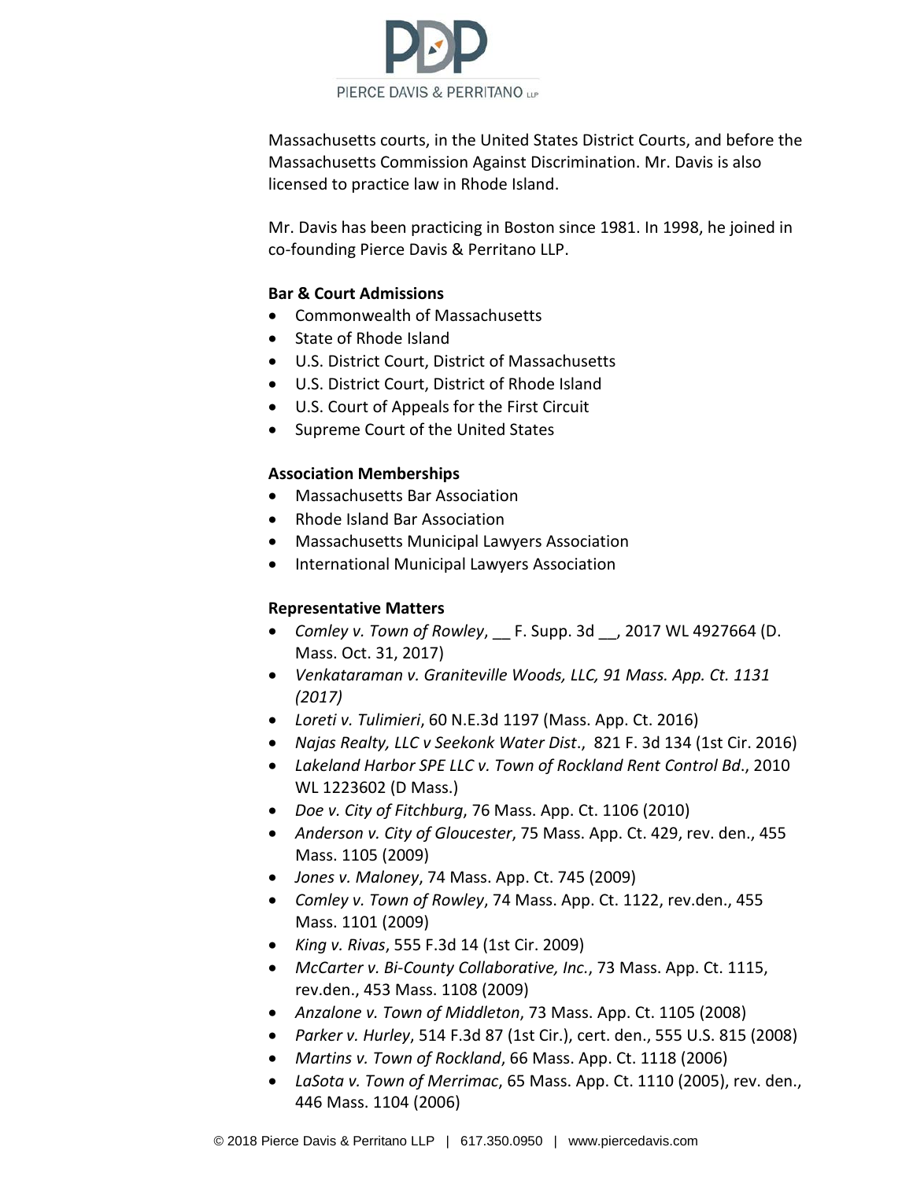Massachusetts courts, in the United States District Courts, and before the Massachusetts Commission Against Discrimination. Mr. Davis is also licensed to practice law in Rhode Island.

Mr. Davis has been practicing in Boston since 1981. In 1998, he joined in co-founding Pierce Davis & Perritano LLP.

**Bar & Court Admissions**

- Commonwealth of Massachusetts
- State of Rhode Island
- U.S. District Court, District of Massachusetts
- U.S. District Court, District of Rhode Island
- U.S. Court of Appeals for the First Circuit
- Supreme Court of the United States

**Association Memberships**

- Massachusetts Bar Association
- Rhode Island Bar Association
- Massachusetts Municipal Lawyers Association
- International Municipal Lawyers Association

**Representative Matters**

- *Comley v. Town of Rowley*, __ F. Supp. 3d __, 2017 WL 4927664 (D. Mass. Oct. 31, 2017)
- *Venkataraman v. Graniteville Woods, LLC, 91 Mass. App. Ct. 1131 (2017)*
- *Loreti v. Tulimieri*, 60 N.E.3d 1197 (Mass. App. Ct. 2016)
- *Najas Realty, LLC v Seekonk Water Dist*., 821 F. 3d 134 (1st Cir. 2016)
- *Lakeland Harbor SPE LLC v. Town of Rockland Rent Control Bd*., 2010 WL 1223602 (D Mass.)
- *Doe v. City of Fitchburg*, 76 Mass. App. Ct. 1106 (2010)
- *Anderson v. City of Gloucester*, 75 Mass. App. Ct. 429, rev. den., 455 Mass. 1105 (2009)
- *Jones v. Maloney*, 74 Mass. App. Ct. 745 (2009)
- *Comley v. Town of Rowley*, 74 Mass. App. Ct. 1122, rev.den., 455 Mass. 1101 (2009)
- *King v. Rivas*, 555 F.3d 14 (1st Cir. 2009)
- *McCarter v. Bi-County Collaborative, Inc.*, 73 Mass. App. Ct. 1115, rev.den., 453 Mass. 1108 (2009)
- *Anzalone v. Town of Middleton*, 73 Mass. App. Ct. 1105 (2008)
- *Parker v. Hurley*, 514 F.3d 87 (1st Cir.), cert. den., 555 U.S. 815 (2008)
- *Martins v. Town of Rockland*, 66 Mass. App. Ct. 1118 (2006)
- *LaSota v. Town of Merrimac*, 65 Mass. App. Ct. 1110 (2005), rev. den., 446 Mass. 1104 (2006)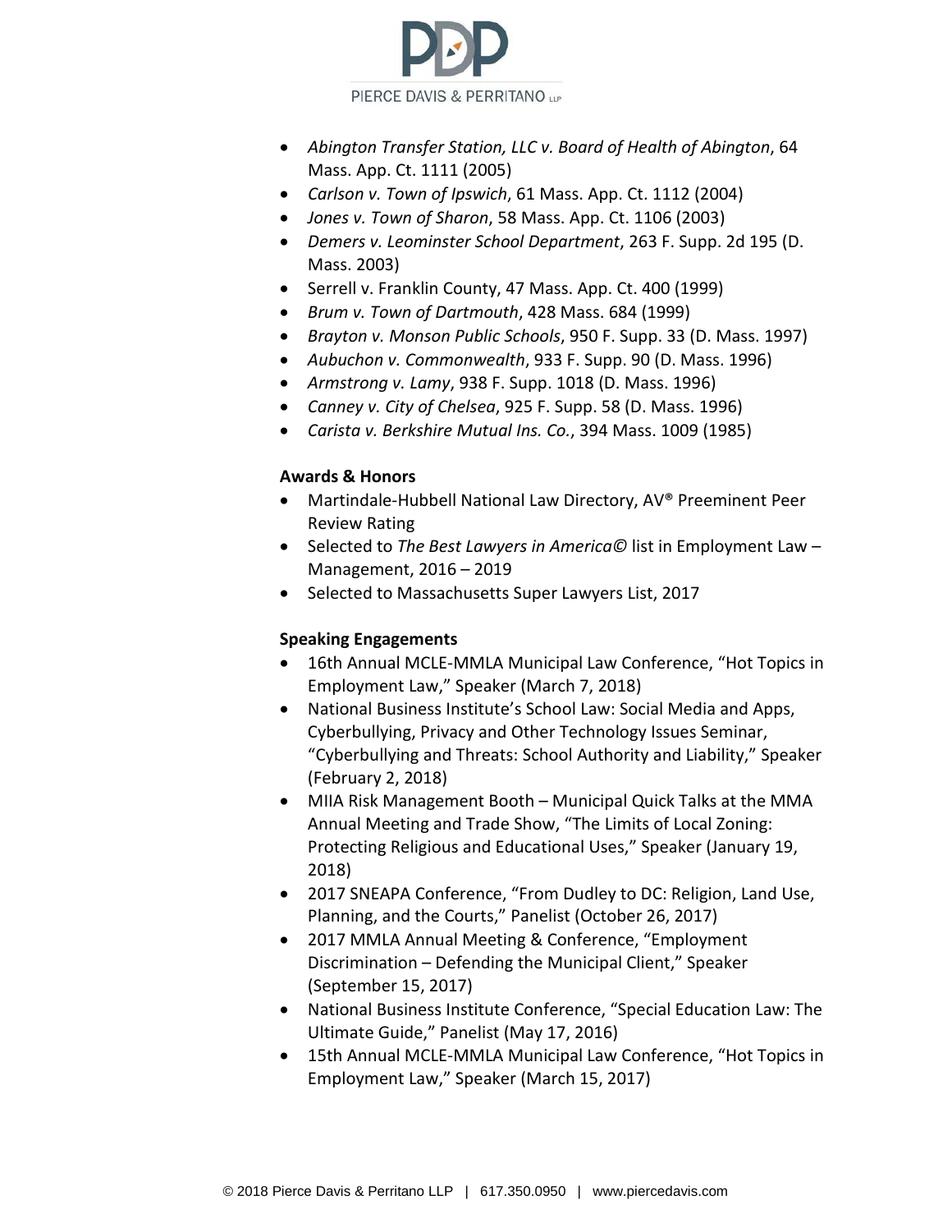- *Abington Transfer Station, LLC v. Board of Health of Abington*, 64 Mass. App. Ct. 1111 (2005)
- *Carlson v. Town of Ipswich*, 61 Mass. App. Ct. 1112 (2004)
- *Jones v. Town of Sharon*, 58 Mass. App. Ct. 1106 (2003)
- *Demers v. Leominster School Department*, 263 F. Supp. 2d 195 (D. Mass. 2003)
- Serrell v. Franklin County, 47 Mass. App. Ct. 400 (1999)
- *Brum v. Town of Dartmouth*, 428 Mass. 684 (1999)
- *Brayton v. Monson Public Schools*, 950 F. Supp. 33 (D. Mass. 1997)
- *Aubuchon v. Commonwealth*, 933 F. Supp. 90 (D. Mass. 1996)
- *Armstrong v. Lamy*, 938 F. Supp. 1018 (D. Mass. 1996)
- *Canney v. City of Chelsea*, 925 F. Supp. 58 (D. Mass. 1996)
- *Carista v. Berkshire Mutual Ins. Co.*, 394 Mass. 1009 (1985)

**Awards & Honors**

- Martindale-Hubbell National Law Directory, AV® Preeminent Peer Review Rating
- Selected to *The Best Lawyers in America©* list in Employment Law – Management, 2016 – 2019
- Selected to Massachusetts Super Lawyers List, 2017

**Speaking Engagements**

- 16th Annual MCLE-MMLA Municipal Law Conference, "Hot Topics in Employment Law," Speaker (March 7, 2018)
- National Business Institute's School Law: Social Media and Apps, Cyberbullying, Privacy and Other Technology Issues Seminar, "Cyberbullying and Threats: School Authority and Liability," Speaker (February 2, 2018)
- MIIA Risk Management Booth – Municipal Quick Talks at the MMA Annual Meeting and Trade Show, "The Limits of Local Zoning: Protecting Religious and Educational Uses," Speaker (January 19, 2018)
- 2017 SNEAPA Conference, "From Dudley to DC: Religion, Land Use, Planning, and the Courts," Panelist (October 26, 2017)
- 2017 MMLA Annual Meeting & Conference, "Employment Discrimination – Defending the Municipal Client," Speaker (September 15, 2017)
- National Business Institute Conference, "Special Education Law: The Ultimate Guide," Panelist (May 17, 2016)
- 15th Annual MCLE-MMLA Municipal Law Conference, "Hot Topics in Employment Law," Speaker (March 15, 2017)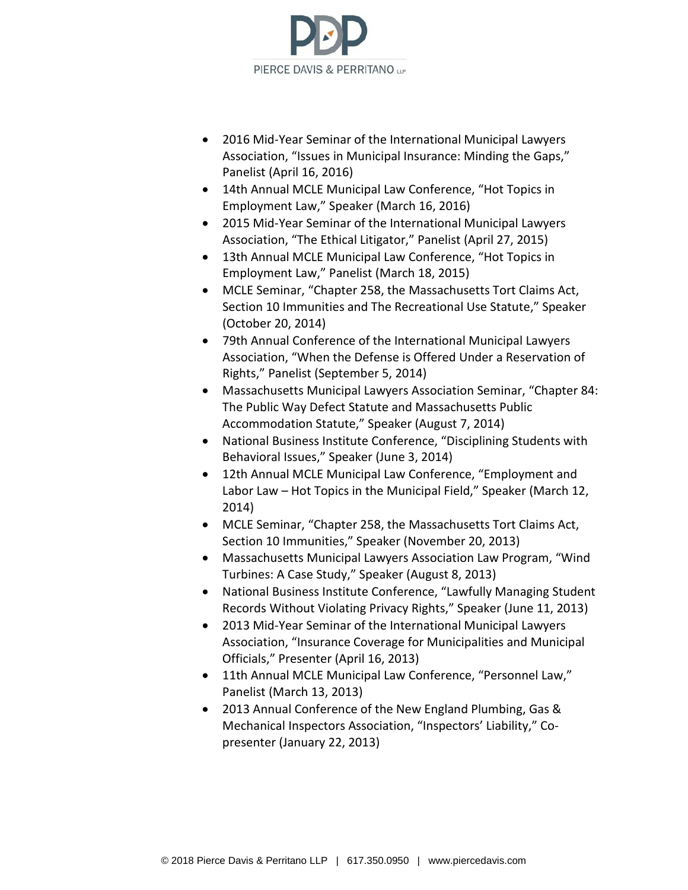- 2016 Mid-Year Seminar of the International Municipal Lawyers Association, “Issues in Municipal Insurance: Minding the Gaps,” Panelist (April 16, 2016)
- 14th Annual MCLE Municipal Law Conference, “Hot Topics in Employment Law,” Speaker (March 16, 2016)
- 2015 Mid-Year Seminar of the International Municipal Lawyers Association, “The Ethical Litigator,” Panelist (April 27, 2015)
- 13th Annual MCLE Municipal Law Conference, “Hot Topics in Employment Law,” Panelist (March 18, 2015)
- MCLE Seminar, “Chapter 258, the Massachusetts Tort Claims Act, Section 10 Immunities and The Recreational Use Statute,” Speaker (October 20, 2014)
- 79th Annual Conference of the International Municipal Lawyers Association, “When the Defense is Offered Under a Reservation of Rights,” Panelist (September 5, 2014)
- Massachusetts Municipal Lawyers Association Seminar, “Chapter 84: The Public Way Defect Statute and Massachusetts Public Accommodation Statute,” Speaker (August 7, 2014)
- National Business Institute Conference, “Disciplining Students with Behavioral Issues,” Speaker (June 3, 2014)
- 12th Annual MCLE Municipal Law Conference, “Employment and Labor Law – Hot Topics in the Municipal Field,” Speaker (March 12, 2014)
- MCLE Seminar, “Chapter 258, the Massachusetts Tort Claims Act, Section 10 Immunities,” Speaker (November 20, 2013)
- Massachusetts Municipal Lawyers Association Law Program, “Wind Turbines: A Case Study,” Speaker (August 8, 2013)
- National Business Institute Conference, “Lawfully Managing Student Records Without Violating Privacy Rights,” Speaker (June 11, 2013)
- 2013 Mid-Year Seminar of the International Municipal Lawyers Association, “Insurance Coverage for Municipalities and Municipal Officials,” Presenter (April 16, 2013)
- 11th Annual MCLE Municipal Law Conference, “Personnel Law,” Panelist (March 13, 2013)
- 2013 Annual Conference of the New England Plumbing, Gas & Mechanical Inspectors Association, “Inspectors’ Liability,” Co-presenter (January 22, 2013)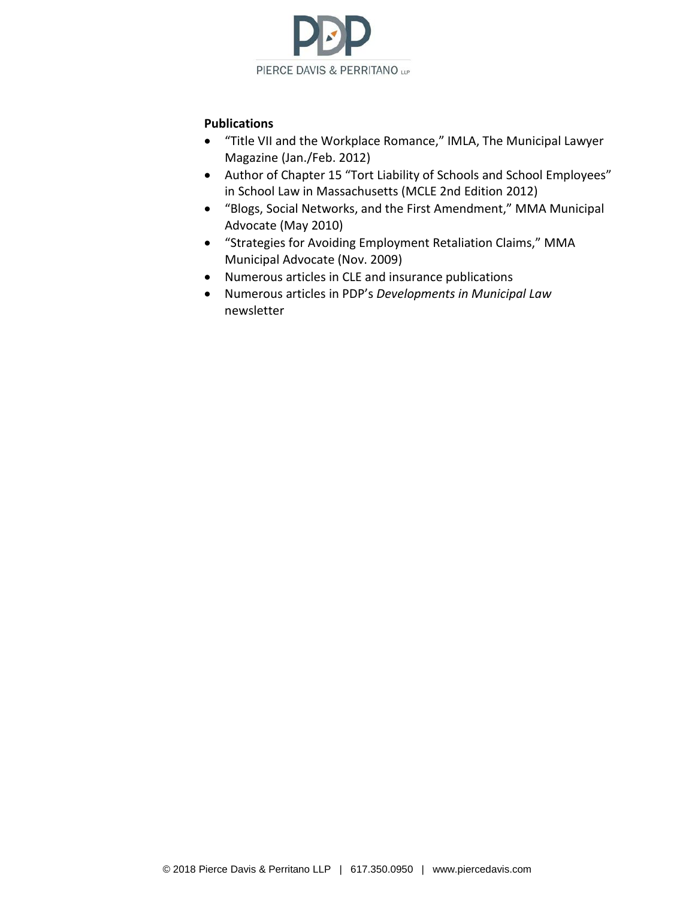**Publications**

- “Title VII and the Workplace Romance,” IMLA, The Municipal Lawyer Magazine (Jan./Feb. 2012)
- Author of Chapter 15 “Tort Liability of Schools and School Employees” in School Law in Massachusetts (MCLE 2nd Edition 2012)
- “Blogs, Social Networks, and the First Amendment,” MMA Municipal Advocate (May 2010)
- “Strategies for Avoiding Employment Retaliation Claims,” MMA Municipal Advocate (Nov. 2009)
- Numerous articles in CLE and insurance publications
- Numerous articles in PDP’s *Developments in Municipal Law* newsletter